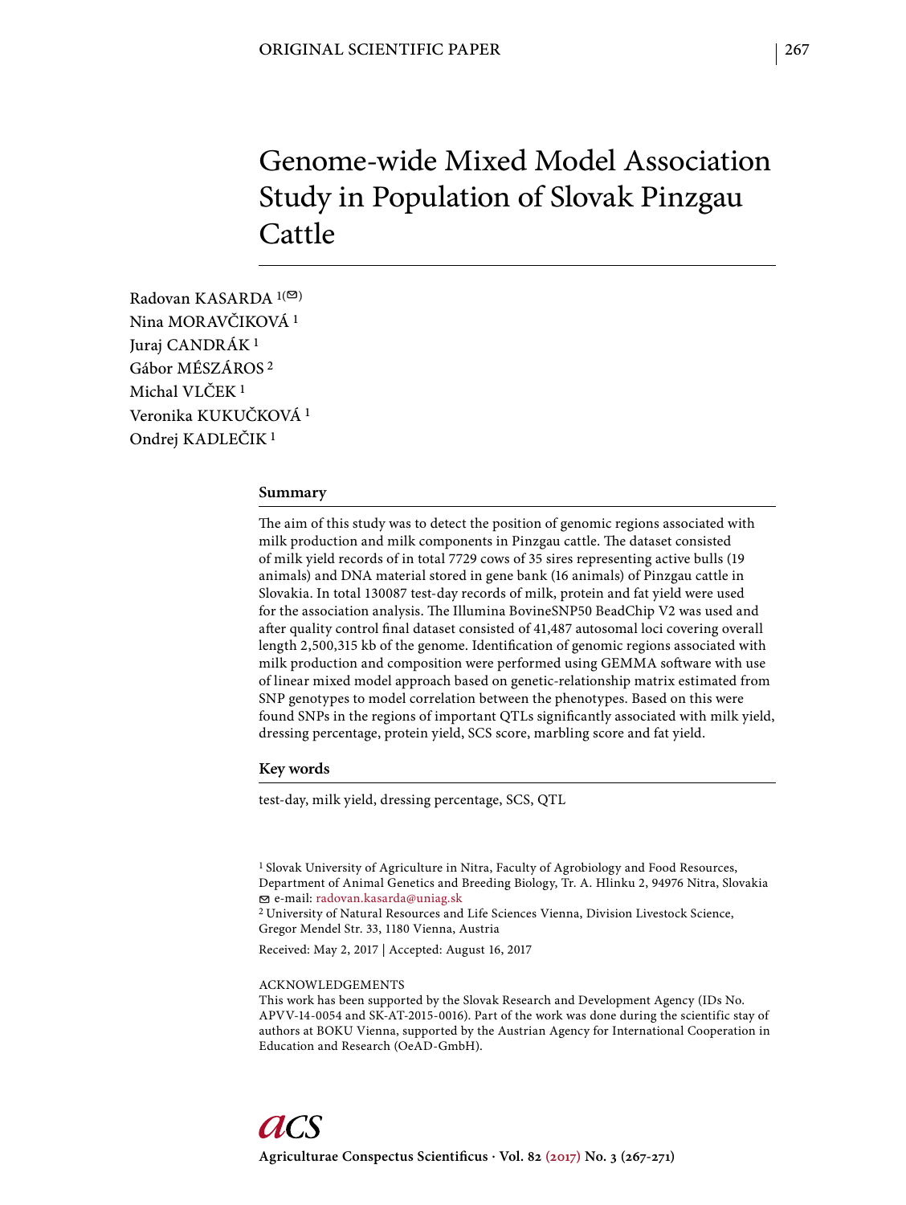ORIGINAL SCIENTIFIC PAPER

# Genome-wide Mixed Model Association Study in Population of Slovak Pinzgau Cattle

Radovan KASARDA [1(✉)]
Nina MORAVČIKOVÁ [1]
Juraj CANDRÁK [1]
Gábor MÉSZÁROS [2]
Michal VLČEK [1]
Veronika KUKUČKOVÁ [1]
Ondrej KADLEČIK [1]

## Summary

The aim of this study was to detect the position of genomic regions associated with milk production and milk components in Pinzgau cattle. The dataset consisted of milk yield records of in total 7729 cows of 35 sires representing active bulls (19 animals) and DNA material stored in gene bank (16 animals) of Pinzgau cattle in Slovakia. In total 130087 test-day records of milk, protein and fat yield were used for the association analysis. The Illumina BovineSNP50 BeadChip V2 was used and after quality control final dataset consisted of 41,487 autosomal loci covering overall length 2,500,315 kb of the genome. Identification of genomic regions associated with milk production and composition were performed using GEMMA software with use of linear mixed model approach based on genetic-relationship matrix estimated from SNP genotypes to model correlation between the phenotypes. Based on this were found SNPs in the regions of important QTLs significantly associated with milk yield, dressing percentage, protein yield, SCS score, marbling score and fat yield.

## Key words

test-day, milk yield, dressing percentage, SCS, QTL

[1] Slovak University of Agriculture in Nitra, Faculty of Agrobiology and Food Resources, Department of Animal Genetics and Breeding Biology, Tr. A. Hlinku 2, 94976 Nitra, Slovakia
✉ e-mail: radovan.kasarda@uniag.sk
[2] University of Natural Resources and Life Sciences Vienna, Division Livestock Science, Gregor Mendel Str. 33, 1180 Vienna, Austria

Received: May 2, 2017 | Accepted: August 16, 2017

ACKNOWLEDGEMENTS
This work has been supported by the Slovak Research and Development Agency (IDs No. APVV-14-0054 and SK-AT-2015-0016). Part of the work was done during the scientific stay of authors at BOKU Vienna, supported by the Austrian Agency for International Cooperation in Education and Research (OeAD-GmbH).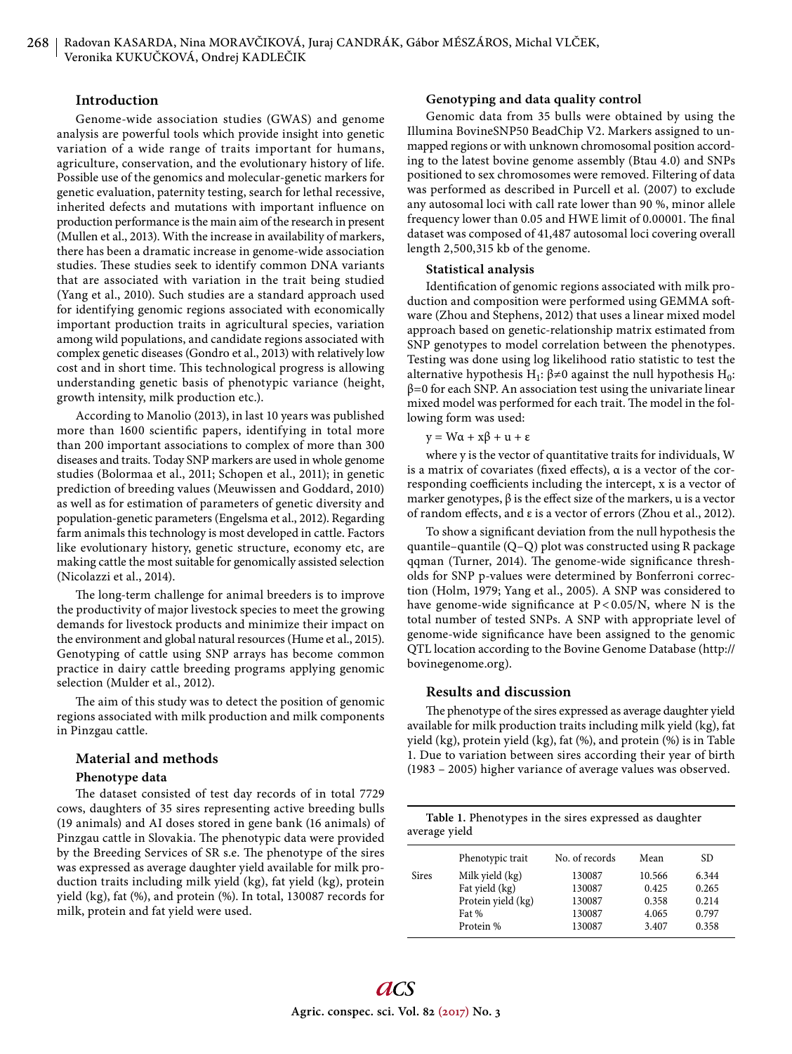## Introduction

Genome-wide association studies (GWAS) and genome analysis are powerful tools which provide insight into genetic variation of a wide range of traits important for humans, agriculture, conservation, and the evolutionary history of life. Possible use of the genomics and molecular-genetic markers for genetic evaluation, paternity testing, search for lethal recessive, inherited defects and mutations with important influence on production performance is the main aim of the research in present (Mullen et al., 2013). With the increase in availability of markers, there has been a dramatic increase in genome-wide association studies. These studies seek to identify common DNA variants that are associated with variation in the trait being studied (Yang et al., 2010). Such studies are a standard approach used for identifying genomic regions associated with economically important production traits in agricultural species, variation among wild populations, and candidate regions associated with complex genetic diseases (Gondro et al., 2013) with relatively low cost and in short time. This technological progress is allowing understanding genetic basis of phenotypic variance (height, growth intensity, milk production etc.).

According to Manolio (2013), in last 10 years was published more than 1600 scientific papers, identifying in total more than 200 important associations to complex of more than 300 diseases and traits. Today SNP markers are used in whole genome studies (Bolormaa et al., 2011; Schopen et al., 2011); in genetic prediction of breeding values (Meuwissen and Goddard, 2010) as well as for estimation of parameters of genetic diversity and population-genetic parameters (Engelsma et al., 2012). Regarding farm animals this technology is most developed in cattle. Factors like evolutionary history, genetic structure, economy etc, are making cattle the most suitable for genomically assisted selection (Nicolazzi et al., 2014).

The long-term challenge for animal breeders is to improve the productivity of major livestock species to meet the growing demands for livestock products and minimize their impact on the environment and global natural resources (Hume et al., 2015). Genotyping of cattle using SNP arrays has become common practice in dairy cattle breeding programs applying genomic selection (Mulder et al., 2012).

The aim of this study was to detect the position of genomic regions associated with milk production and milk components in Pinzgau cattle.

## Material and methods

### Phenotype data

The dataset consisted of test day records of in total 7729 cows, daughters of 35 sires representing active breeding bulls (19 animals) and AI doses stored in gene bank (16 animals) of Pinzgau cattle in Slovakia. The phenotypic data were provided by the Breeding Services of SR s.e. The phenotype of the sires was expressed as average daughter yield available for milk production traits including milk yield (kg), fat yield (kg), protein yield (kg), fat (%), and protein (%). In total, 130087 records for milk, protein and fat yield were used.

### Genotyping and data quality control

Genomic data from 35 bulls were obtained by using the Illumina BovineSNP50 BeadChip V2. Markers assigned to unmapped regions or with unknown chromosomal position according to the latest bovine genome assembly (Btau 4.0) and SNPs positioned to sex chromosomes were removed. Filtering of data was performed as described in Purcell et al. (2007) to exclude any autosomal loci with call rate lower than 90 %, minor allele frequency lower than 0.05 and HWE limit of 0.00001. The final dataset was composed of 41,487 autosomal loci covering overall length 2,500,315 kb of the genome.

### Statistical analysis

Identification of genomic regions associated with milk production and composition were performed using GEMMA software (Zhou and Stephens, 2012) that uses a linear mixed model approach based on genetic-relationship matrix estimated from SNP genotypes to model correlation between the phenotypes. Testing was done using log likelihood ratio statistic to test the alternative hypothesis $H_1$: $\beta \neq 0$ against the null hypothesis $H_0$: $\beta = 0$ for each SNP. An association test using the univariate linear mixed model was performed for each trait. The model in the following form was used:

$$y = W\alpha + x\beta + u + \varepsilon$$

where y is the vector of quantitative traits for individuals, W is a matrix of covariates (fixed effects), α is a vector of the corresponding coefficients including the intercept, x is a vector of marker genotypes, β is the effect size of the markers, u is a vector of random effects, and ε is a vector of errors (Zhou et al., 2012).

To show a significant deviation from the null hypothesis the quantile–quantile (Q–Q) plot was constructed using R package qqman (Turner, 2014). The genome-wide significance thresholds for SNP p-values were determined by Bonferroni correction (Holm, 1979; Yang et al., 2005). A SNP was considered to have genome-wide significance at $P < 0.05/N$, where N is the total number of tested SNPs. A SNP with appropriate level of genome-wide significance have been assigned to the genomic QTL location according to the Bovine Genome Database (http://bovinegenome.org).

## Results and discussion

The phenotype of the sires expressed as average daughter yield available for milk production traits including milk yield (kg), fat yield (kg), protein yield (kg), fat (%), and protein (%) is in Table 1. Due to variation between sires according their year of birth (1983 – 2005) higher variance of average values was observed.

**Table 1.** Phenotypes in the sires expressed as daughter average yield

| | Phenotypic trait | No. of records | Mean | SD |
|---|---|---|---|---|
| Sires | Milk yield (kg) | 130087 | 10.566 | 6.344 |
| | Fat yield (kg) | 130087 | 0.425 | 0.265 |
| | Protein yield (kg) | 130087 | 0.358 | 0.214 |
| | Fat % | 130087 | 4.065 | 0.797 |
| | Protein % | 130087 | 3.407 | 0.358 |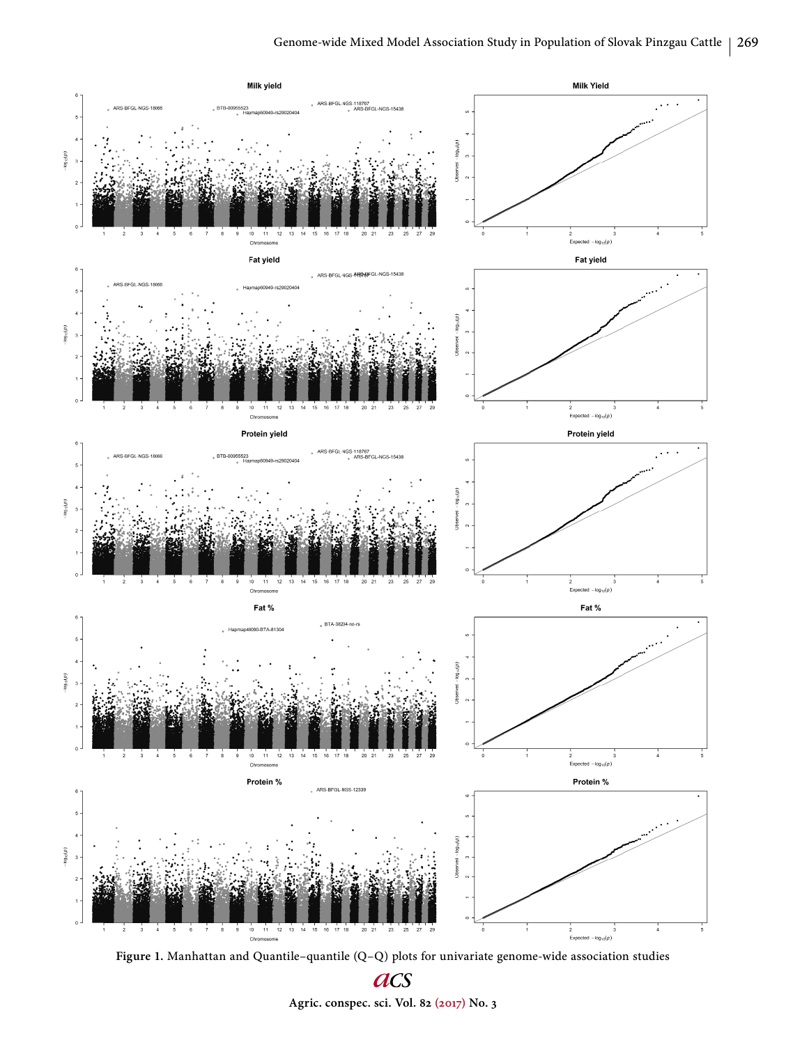**Figure 1.** Manhattan and Quantile–quantile (Q–Q) plots for univariate genome-wide association studies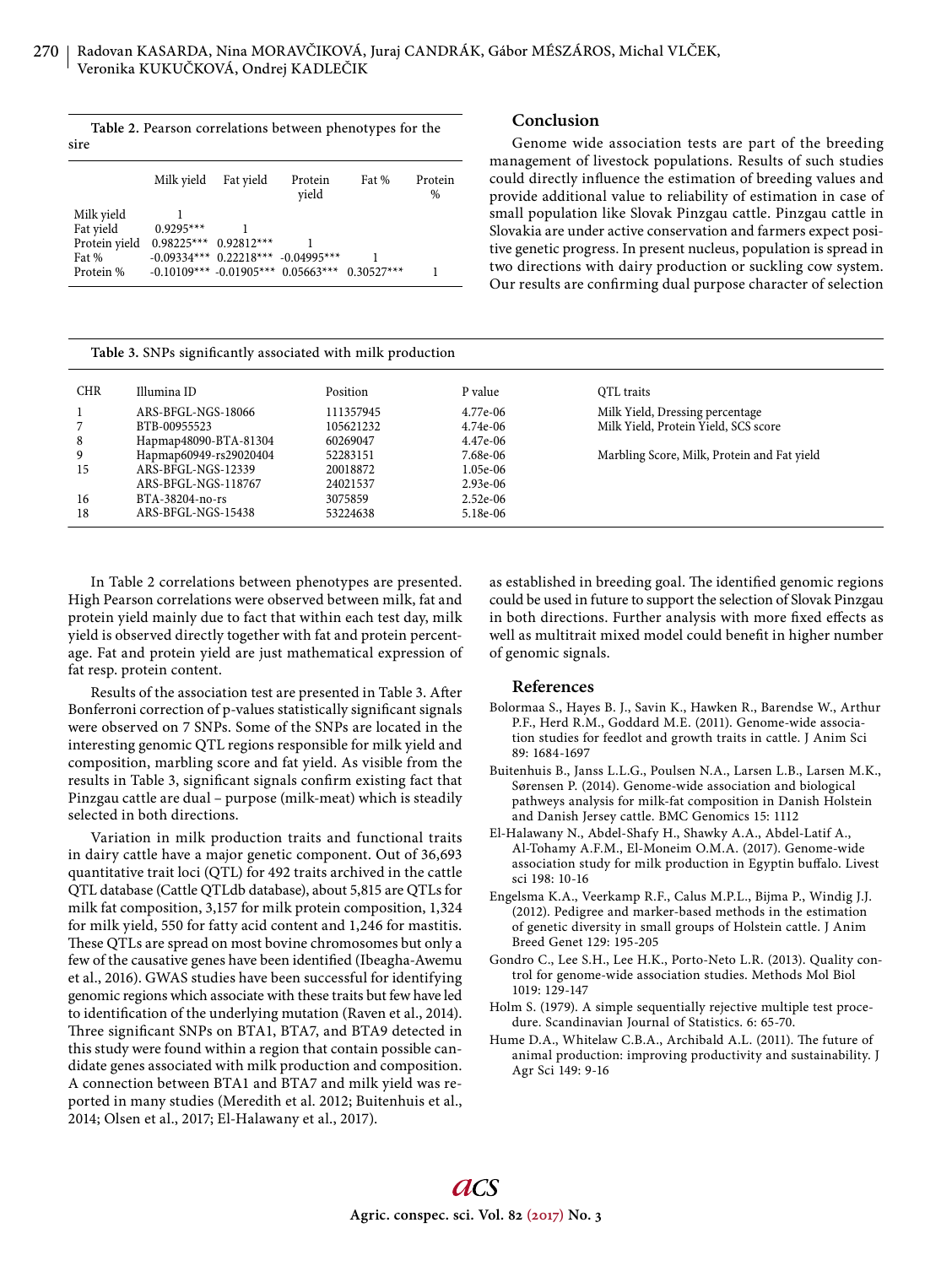**Table 2.** Pearson correlations between phenotypes for the sire

| | Milk yield | Fat yield | Protein yield | Fat % | Protein % |
|---|---|---|---|---|---|
| Milk yield | 1 | | | | |
| Fat yield | 0.9295*** | 1 | | | |
| Protein yield | 0.98225*** | 0.92812*** | 1 | | |
| Fat % | -0.09334*** | 0.22218*** | -0.04995*** | 1 | |
| Protein % | -0.10109*** | -0.01905*** | 0.05663*** | 0.30527*** | 1 |

**Table 3.** SNPs significantly associated with milk production

| CHR | Illumina ID | Position | P value | QTL traits |
|---|---|---|---|---|
| 1 | ARS-BFGL-NGS-18066 | 111357945 | 4.77e-06 | Milk Yield, Dressing percentage |
| 7 | BTB-00955523 | 105621232 | 4.74e-06 | Milk Yield, Protein Yield, SCS score |
| 8 | Hapmap48090-BTA-81304 | 60269047 | 4.47e-06 | |
| 9 | Hapmap60949-rs29020404 | 52283151 | 7.68e-06 | Marbling Score, Milk, Protein and Fat yield |
| 15 | ARS-BFGL-NGS-12339 | 20018872 | 1.05e-06 | |
| | ARS-BFGL-NGS-118767 | 24021537 | 2.93e-06 | |
| 16 | BTA-38204-no-rs | 3075859 | 2.52e-06 | |
| 18 | ARS-BFGL-NGS-15438 | 53224638 | 5.18e-06 | |

In Table 2 correlations between phenotypes are presented. High Pearson correlations were observed between milk, fat and protein yield mainly due to fact that within each test day, milk yield is observed directly together with fat and protein percentage. Fat and protein yield are just mathematical expression of fat resp. protein content.

Results of the association test are presented in Table 3. After Bonferroni correction of p-values statistically significant signals were observed on 7 SNPs. Some of the SNPs are located in the interesting genomic QTL regions responsible for milk yield and composition, marbling score and fat yield. As visible from the results in Table 3, significant signals confirm existing fact that Pinzgau cattle are dual – purpose (milk-meat) which is steadily selected in both directions.

Variation in milk production traits and functional traits in dairy cattle have a major genetic component. Out of 36,693 quantitative trait loci (QTL) for 492 traits archived in the cattle QTL database (Cattle QTLdb database), about 5,815 are QTLs for milk fat composition, 3,157 for milk protein composition, 1,324 for milk yield, 550 for fatty acid content and 1,246 for mastitis. These QTLs are spread on most bovine chromosomes but only a few of the causative genes have been identified (Ibeagha-Awemu et al., 2016). GWAS studies have been successful for identifying genomic regions which associate with these traits but few have led to identification of the underlying mutation (Raven et al., 2014). Three significant SNPs on BTA1, BTA7, and BTA9 detected in this study were found within a region that contain possible candidate genes associated with milk production and composition. A connection between BTA1 and BTA7 and milk yield was reported in many studies (Meredith et al. 2012; Buitenhuis et al., 2014; Olsen et al., 2017; El-Halawany et al., 2017).

## Conclusion

Genome wide association tests are part of the breeding management of livestock populations. Results of such studies could directly influence the estimation of breeding values and provide additional value to reliability of estimation in case of small population like Slovak Pinzgau cattle. Pinzgau cattle in Slovakia are under active conservation and farmers expect positive genetic progress. In present nucleus, population is spread in two directions with dairy production or suckling cow system. Our results are confirming dual purpose character of selection as established in breeding goal. The identified genomic regions could be used in future to support the selection of Slovak Pinzgau in both directions. Further analysis with more fixed effects as well as multitrait mixed model could benefit in higher number of genomic signals.

## References

Bolormaa S., Hayes B. J., Savin K., Hawken R., Barendse W., Arthur P.F., Herd R.M., Goddard M.E. (2011). Genome-wide association studies for feedlot and growth traits in cattle. J Anim Sci 89: 1684-1697

Buitenhuis B., Janss L.L.G., Poulsen N.A., Larsen L.B., Larsen M.K., Sørensen P. (2014). Genome-wide association and biological pathweys analysis for milk-fat composition in Danish Holstein and Danish Jersey cattle. BMC Genomics 15: 1112

El-Halawany N., Abdel-Shafy H., Shawky A.A., Abdel-Latif A., Al-Tohamy A.F.M., El-Moneim O.M.A. (2017). Genome-wide association study for milk production in Egyptin buffalo. Livest sci 198: 10-16

Engelsma K.A., Veerkamp R.F., Calus M.P.L., Bijma P., Windig J.J. (2012). Pedigree and marker-based methods in the estimation of genetic diversity in small groups of Holstein cattle. J Anim Breed Genet 129: 195-205

Gondro C., Lee S.H., Lee H.K., Porto-Neto L.R. (2013). Quality control for genome-wide association studies. Methods Mol Biol 1019: 129-147

Holm S. (1979). A simple sequentially rejective multiple test procedure. Scandinavian Journal of Statistics. 6: 65-70.

Hume D.A., Whitelaw C.B.A., Archibald A.L. (2011). The future of animal production: improving productivity and sustainability. J Agr Sci 149: 9-16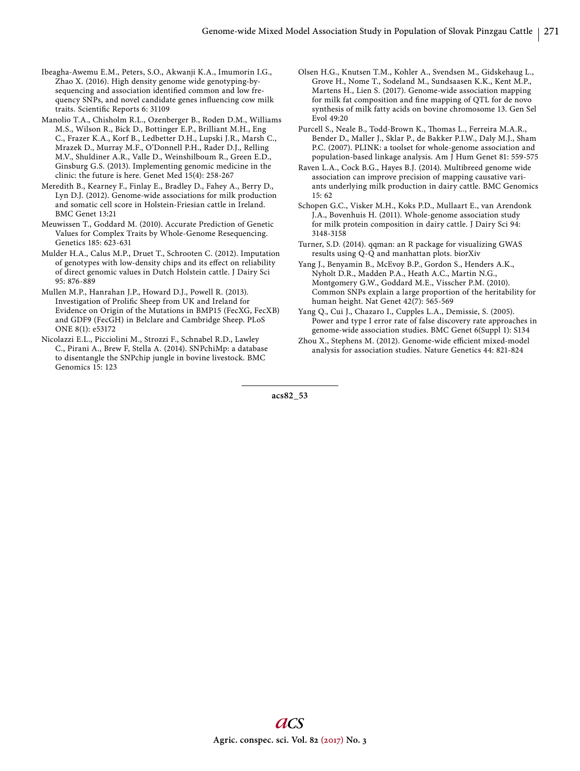Ibeagha-Awemu E.M., Peters, S.O., Akwanji K.A., Imumorin I.G., Zhao X. (2016). High density genome wide genotyping-by-sequencing and association identified common and low frequency SNPs, and novel candidate genes influencing cow milk traits. Scientific Reports 6: 31109

Manolio T.A., Chisholm R.L., Ozenberger B., Roden D.M., Williams M.S., Wilson R., Bick D., Bottinger E.P., Brilliant M.H., Eng C., Frazer K.A., Korf B., Ledbetter D.H., Lupski J.R., Marsh C., Mrazek D., Murray M.F., O'Donnell P.H., Rader D.J., Relling M.V., Shuldiner A.R., Valle D., Weinshilboum R., Green E.D., Ginsburg G.S. (2013). Implementing genomic medicine in the clinic: the future is here. Genet Med 15(4): 258-267

Meredith B., Kearney F., Finlay E., Bradley D., Fahey A., Berry D., Lyn D.J. (2012). Genome-wide associations for milk production and somatic cell score in Holstein-Friesian cattle in Ireland. BMC Genet 13:21

Meuwissen T., Goddard M. (2010). Accurate Prediction of Genetic Values for Complex Traits by Whole-Genome Resequencing. Genetics 185: 623-631

Mulder H.A., Calus M.P., Druet T., Schrooten C. (2012). Imputation of genotypes with low-density chips and its effect on reliability of direct genomic values in Dutch Holstein cattle. J Dairy Sci 95: 876-889

Mullen M.P., Hanrahan J.P., Howard D.J., Powell R. (2013). Investigation of Prolific Sheep from UK and Ireland for Evidence on Origin of the Mutations in BMP15 (FecXG, FecXB) and GDF9 (FecGH) in Belclare and Cambridge Sheep. PLoS ONE 8(1): e53172

Nicolazzi E.L., Picciolini M., Strozzi F., Schnabel R.D., Lawley C., Pirani A., Brew F, Stella A. (2014). SNPchiMp: a database to disentangle the SNPchip jungle in bovine livestock. BMC Genomics 15: 123

Olsen H.G., Knutsen T.M., Kohler A., Svendsen M., Gidskehaug L., Grove H., Nome T., Sodeland M., Sundsaasen K.K., Kent M.P., Martens H., Lien S. (2017). Genome-wide association mapping for milk fat composition and fine mapping of QTL for de novo synthesis of milk fatty acids on bovine chromosome 13. Gen Sel Evol 49:20

Purcell S., Neale B., Todd-Brown K., Thomas L., Ferreira M.A.R., Bender D., Maller J., Sklar P., de Bakker P.I.W., Daly M.J., Sham P.C. (2007). PLINK: a toolset for whole-genome association and population-based linkage analysis. Am J Hum Genet 81: 559-575

Raven L.A., Cock B.G., Hayes B.J. (2014). Multibreed genome wide association can improve precision of mapping causative variants underlying milk production in dairy cattle. BMC Genomics 15: 62

Schopen G.C., Visker M.H., Koks P.D., Mullaart E., van Arendonk J.A., Bovenhuis H. (2011). Whole-genome association study for milk protein composition in dairy cattle. J Dairy Sci 94: 3148-3158

Turner, S.D. (2014). qqman: an R package for visualizing GWAS results using Q-Q and manhattan plots. biorXiv

Yang J., Benyamin B., McEvoy B.P., Gordon S., Henders A.K., Nyholt D.R., Madden P.A., Heath A.C., Martin N.G., Montgomery G.W., Goddard M.E., Visscher P.M. (2010). Common SNPs explain a large proportion of the heritability for human height. Nat Genet 42(7): 565-569

Yang Q., Cui J., Chazaro I., Cupples L.A., Demissie, S. (2005). Power and type I error rate of false discovery rate approaches in genome-wide association studies. BMC Genet 6(Suppl 1): S134

Zhou X., Stephens M. (2012). Genome-wide efficient mixed-model analysis for association studies. Nature Genetics 44: 821-824

**acs82_53**